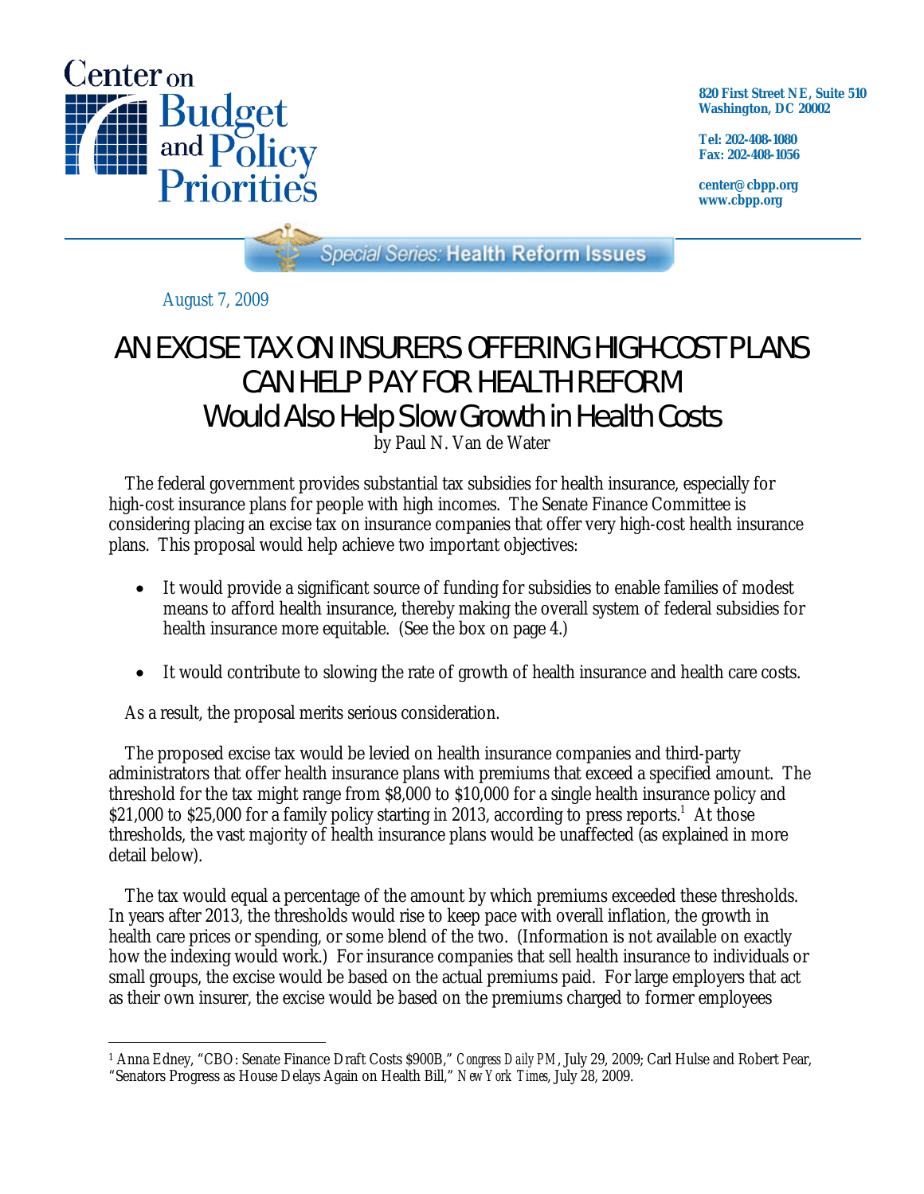Center on Budget and Policy Priorities

820 First Street NE, Suite 510
Washington, DC 20002

Tel: 202-408-1080
Fax: 202-408-1056

center@cbpp.org
www.cbpp.org

Special Series: Health Reform Issues

August 7, 2009

# AN EXCISE TAX ON INSURERS OFFERING HIGH-COST PLANS CAN HELP PAY FOR HEALTH REFORM
## Would Also Help Slow Growth in Health Costs

by Paul N. Van de Water

The federal government provides substantial tax subsidies for health insurance, especially for high-cost insurance plans for people with high incomes. The Senate Finance Committee is considering placing an excise tax on insurance companies that offer very high-cost health insurance plans. This proposal would help achieve two important objectives:

- It would provide a significant source of funding for subsidies to enable families of modest means to afford health insurance, thereby making the overall system of federal subsidies for health insurance more equitable. (See the box on page 4.)
- It would contribute to slowing the rate of growth of health insurance and health care costs.

As a result, the proposal merits serious consideration.

The proposed excise tax would be levied on health insurance companies and third-party administrators that offer health insurance plans with premiums that exceed a specified amount. The threshold for the tax might range from $8,000 to $10,000 for a single health insurance policy and $21,000 to $25,000 for a family policy starting in 2013, according to press reports.[1] At those thresholds, the vast majority of health insurance plans would be unaffected (as explained in more detail below).

The tax would equal a percentage of the amount by which premiums exceeded these thresholds. In years after 2013, the thresholds would rise to keep pace with overall inflation, the growth in health care prices or spending, or some blend of the two. (Information is not available on exactly how the indexing would work.) For insurance companies that sell health insurance to individuals or small groups, the excise would be based on the actual premiums paid. For large employers that act as their own insurer, the excise would be based on the premiums charged to former employees

---

[1] Anna Edney, "CBO: Senate Finance Draft Costs $900B," *Congress Daily PM*, July 29, 2009; Carl Hulse and Robert Pear, "Senators Progress as House Delays Again on Health Bill," *New York Times*, July 28, 2009.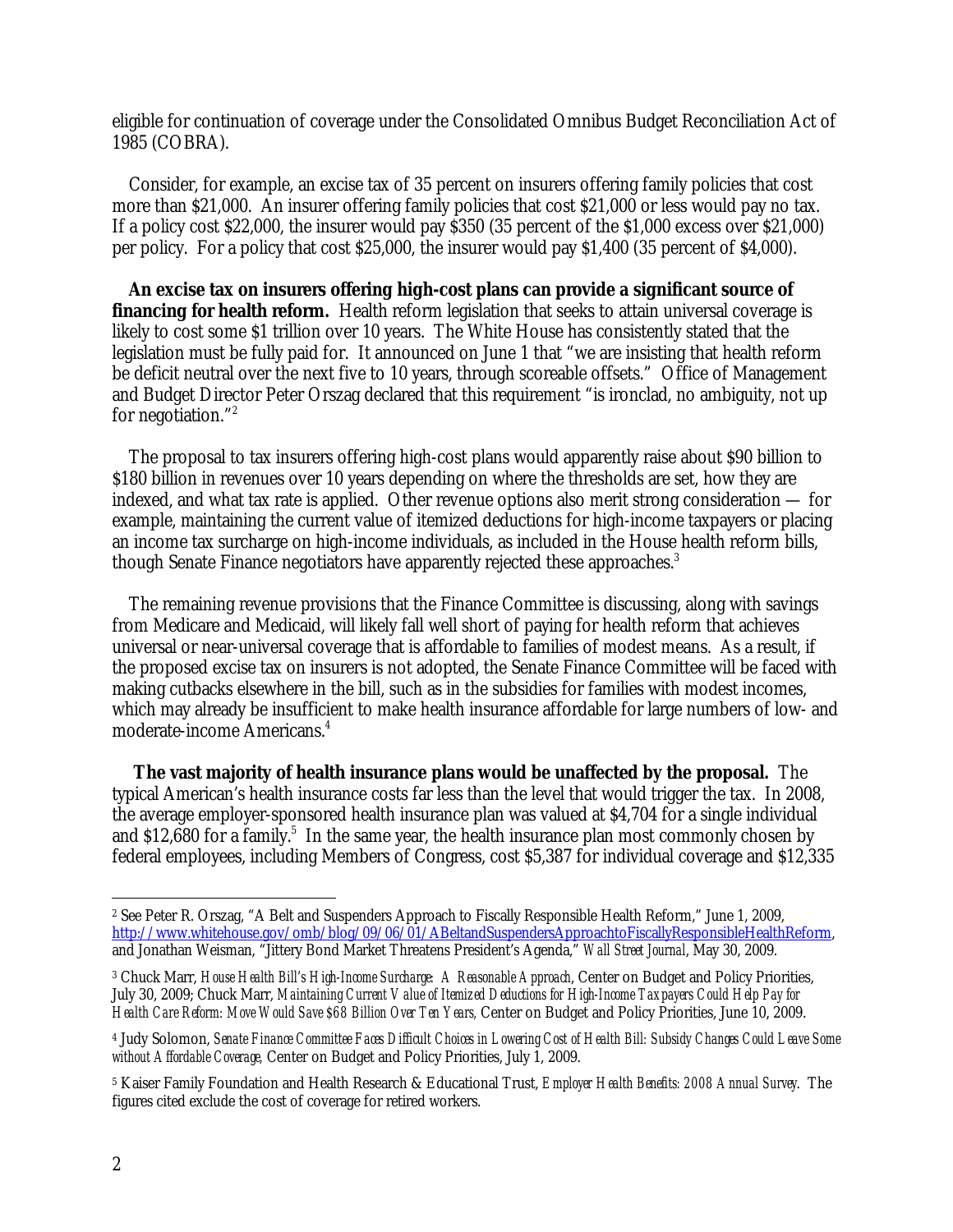eligible for continuation of coverage under the Consolidated Omnibus Budget Reconciliation Act of 1985 (COBRA).

Consider, for example, an excise tax of 35 percent on insurers offering family policies that cost more than $21,000. An insurer offering family policies that cost $21,000 or less would pay no tax. If a policy cost $22,000, the insurer would pay $350 (35 percent of the $1,000 excess over $21,000) per policy. For a policy that cost $25,000, the insurer would pay $1,400 (35 percent of $4,000).

**An excise tax on insurers offering high-cost plans can provide a significant source of financing for health reform.** Health reform legislation that seeks to attain universal coverage is likely to cost some $1 trillion over 10 years. The White House has consistently stated that the legislation must be fully paid for. It announced on June 1 that "we are insisting that health reform be deficit neutral over the next five to 10 years, through scoreable offsets." Office of Management and Budget Director Peter Orszag declared that this requirement "is ironclad, no ambiguity, not up for negotiation."[2]

The proposal to tax insurers offering high-cost plans would apparently raise about $90 billion to $180 billion in revenues over 10 years depending on where the thresholds are set, how they are indexed, and what tax rate is applied. Other revenue options also merit strong consideration — for example, maintaining the current value of itemized deductions for high-income taxpayers or placing an income tax surcharge on high-income individuals, as included in the House health reform bills, though Senate Finance negotiators have apparently rejected these approaches.[3]

The remaining revenue provisions that the Finance Committee is discussing, along with savings from Medicare and Medicaid, will likely fall well short of paying for health reform that achieves universal or near-universal coverage that is affordable to families of modest means. As a result, if the proposed excise tax on insurers is not adopted, the Senate Finance Committee will be faced with making cutbacks elsewhere in the bill, such as in the subsidies for families with modest incomes, which may already be insufficient to make health insurance affordable for large numbers of low- and moderate-income Americans.[4]

**The vast majority of health insurance plans would be unaffected by the proposal.** The typical American's health insurance costs far less than the level that would trigger the tax. In 2008, the average employer-sponsored health insurance plan was valued at $4,704 for a single individual and $12,680 for a family.[5] In the same year, the health insurance plan most commonly chosen by federal employees, including Members of Congress, cost $5,387 for individual coverage and $12,335

---

[2] See Peter R. Orszag, "A Belt and Suspenders Approach to Fiscally Responsible Health Reform," June 1, 2009, http://www.whitehouse.gov/omb/blog/09/06/01/ABeltandSuspendersApproachtoFiscallyResponsibleHealthReform, and Jonathan Weisman, "Jittery Bond Market Threatens President's Agenda," *Wall Street Journal*, May 30, 2009.

[3] Chuck Marr, *House Health Bill's High-Income Surcharge: A Reasonable Approach*, Center on Budget and Policy Priorities, July 30, 2009; Chuck Marr, *Maintaining Current Value of Itemized Deductions for High-Income Taxpayers Could Help Pay for Health Care Reform: Move Would Save $68 Billion Over Ten Years,* Center on Budget and Policy Priorities, June 10, 2009.

[4] Judy Solomon, *Senate Finance Committee Faces Difficult Choices in Lowering Cost of Health Bill: Subsidy Changes Could Leave Some without Affordable Coverage,* Center on Budget and Policy Priorities, July 1, 2009.

[5] Kaiser Family Foundation and Health Research & Educational Trust, *Employer Health Benefits: 2008 Annual Survey*. The figures cited exclude the cost of coverage for retired workers.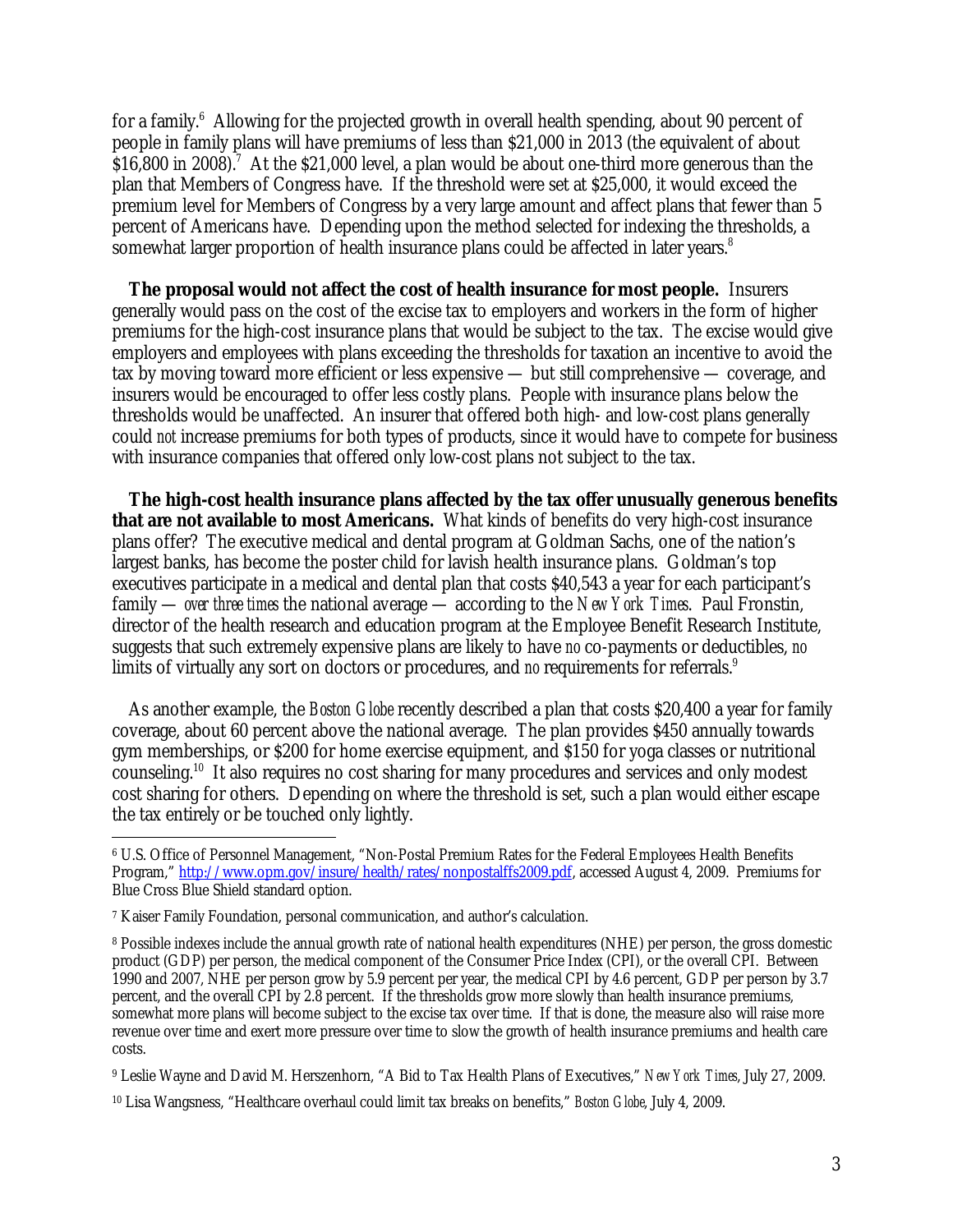for a family.[6] Allowing for the projected growth in overall health spending, about 90 percent of people in family plans will have premiums of less than $21,000 in 2013 (the equivalent of about $16,800 in 2008).[7] At the $21,000 level, a plan would be about one-third more generous than the plan that Members of Congress have. If the threshold were set at $25,000, it would exceed the premium level for Members of Congress by a very large amount and affect plans that fewer than 5 percent of Americans have. Depending upon the method selected for indexing the thresholds, a somewhat larger proportion of health insurance plans could be affected in later years.[8]

**The proposal would not affect the cost of health insurance for most people.** Insurers generally would pass on the cost of the excise tax to employers and workers in the form of higher premiums for the high-cost insurance plans that would be subject to the tax. The excise would give employers and employees with plans exceeding the thresholds for taxation an incentive to avoid the tax by moving toward more efficient or less expensive — but still comprehensive — coverage, and insurers would be encouraged to offer less costly plans. People with insurance plans below the thresholds would be unaffected. An insurer that offered both high- and low-cost plans generally could *not* increase premiums for both types of products, since it would have to compete for business with insurance companies that offered only low-cost plans not subject to the tax.

**The high-cost health insurance plans affected by the tax offer unusually generous benefits that are not available to most Americans.** What kinds of benefits do very high-cost insurance plans offer? The executive medical and dental program at Goldman Sachs, one of the nation's largest banks, has become the poster child for lavish health insurance plans. Goldman's top executives participate in a medical and dental plan that costs $40,543 a year for each participant's family — *over three times* the national average — according to the *New York Times*. Paul Fronstin, director of the health research and education program at the Employee Benefit Research Institute, suggests that such extremely expensive plans are likely to have *no* co-payments or deductibles, *no* limits of virtually any sort on doctors or procedures, and *no* requirements for referrals.[9]

As another example, the *Boston Globe* recently described a plan that costs $20,400 a year for family coverage, about 60 percent above the national average. The plan provides $450 annually towards gym memberships, or $200 for home exercise equipment, and $150 for yoga classes or nutritional counseling.[10] It also requires no cost sharing for many procedures and services and only modest cost sharing for others. Depending on where the threshold is set, such a plan would either escape the tax entirely or be touched only lightly.

---

[6] U.S. Office of Personnel Management, "Non-Postal Premium Rates for the Federal Employees Health Benefits Program," http://www.opm.gov/insure/health/rates/nonpostalffs2009.pdf, accessed August 4, 2009. Premiums for Blue Cross Blue Shield standard option.

[7] Kaiser Family Foundation, personal communication, and author's calculation.

[8] Possible indexes include the annual growth rate of national health expenditures (NHE) per person, the gross domestic product (GDP) per person, the medical component of the Consumer Price Index (CPI), or the overall CPI. Between 1990 and 2007, NHE per person grow by 5.9 percent per year, the medical CPI by 4.6 percent, GDP per person by 3.7 percent, and the overall CPI by 2.8 percent. If the thresholds grow more slowly than health insurance premiums, somewhat more plans will become subject to the excise tax over time. If that is done, the measure also will raise more revenue over time and exert more pressure over time to slow the growth of health insurance premiums and health care costs.

[9] Leslie Wayne and David M. Herszenhorn, "A Bid to Tax Health Plans of Executives," *New York Times*, July 27, 2009.

[10] Lisa Wangsness, "Healthcare overhaul could limit tax breaks on benefits," *Boston Globe*, July 4, 2009.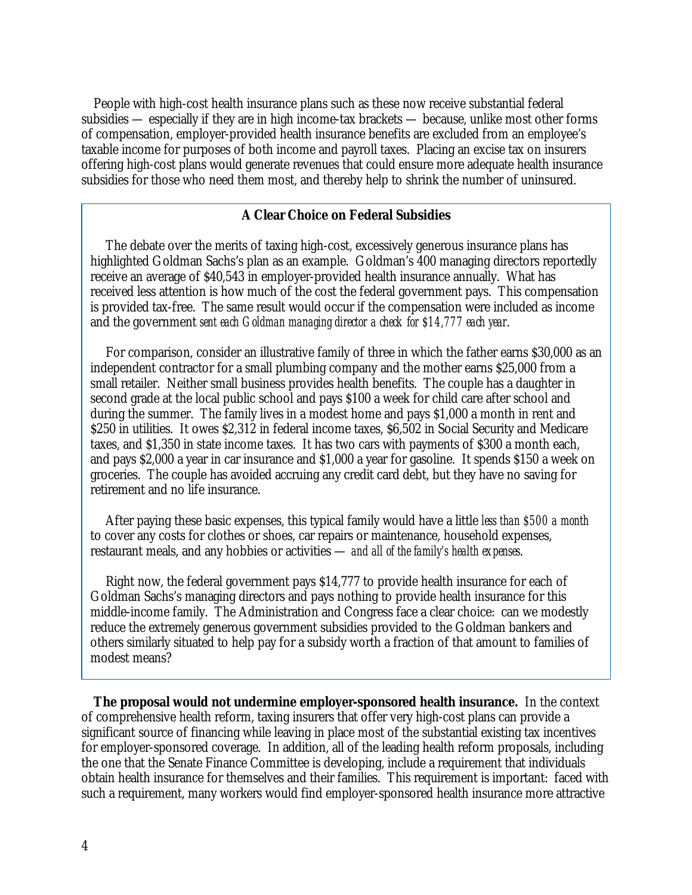People with high-cost health insurance plans such as these now receive substantial federal subsidies — especially if they are in high income-tax brackets — because, unlike most other forms of compensation, employer-provided health insurance benefits are excluded from an employee's taxable income for purposes of both income and payroll taxes. Placing an excise tax on insurers offering high-cost plans would generate revenues that could ensure more adequate health insurance subsidies for those who need them most, and thereby help to shrink the number of uninsured.

### A Clear Choice on Federal Subsidies

The debate over the merits of taxing high-cost, excessively generous insurance plans has highlighted Goldman Sachs's plan as an example. Goldman's 400 managing directors reportedly receive an average of $40,543 in employer-provided health insurance annually. What has received less attention is how much of the cost the federal government pays. This compensation is provided tax-free. The same result would occur if the compensation were included as income and the government *sent each Goldman managing director a check for $14,777 each year*.

For comparison, consider an illustrative family of three in which the father earns $30,000 as an independent contractor for a small plumbing company and the mother earns $25,000 from a small retailer. Neither small business provides health benefits. The couple has a daughter in second grade at the local public school and pays $100 a week for child care after school and during the summer. The family lives in a modest home and pays $1,000 a month in rent and $250 in utilities. It owes $2,312 in federal income taxes, $6,502 in Social Security and Medicare taxes, and $1,350 in state income taxes. It has two cars with payments of $300 a month each, and pays $2,000 a year in car insurance and $1,000 a year for gasoline. It spends $150 a week on groceries. The couple has avoided accruing any credit card debt, but they have no saving for retirement and no life insurance.

After paying these basic expenses, this typical family would have a little *less than $500 a month* to cover any costs for clothes or shoes, car repairs or maintenance, household expenses, restaurant meals, and any hobbies or activities — *and all of the family's health expenses*.

Right now, the federal government pays $14,777 to provide health insurance for each of Goldman Sachs's managing directors and pays nothing to provide health insurance for this middle-income family. The Administration and Congress face a clear choice: can we modestly reduce the extremely generous government subsidies provided to the Goldman bankers and others similarly situated to help pay for a subsidy worth a fraction of that amount to families of modest means?

**The proposal would not undermine employer-sponsored health insurance.** In the context of comprehensive health reform, taxing insurers that offer very high-cost plans can provide a significant source of financing while leaving in place most of the substantial existing tax incentives for employer-sponsored coverage. In addition, all of the leading health reform proposals, including the one that the Senate Finance Committee is developing, include a requirement that individuals obtain health insurance for themselves and their families. This requirement is important: faced with such a requirement, many workers would find employer-sponsored health insurance more attractive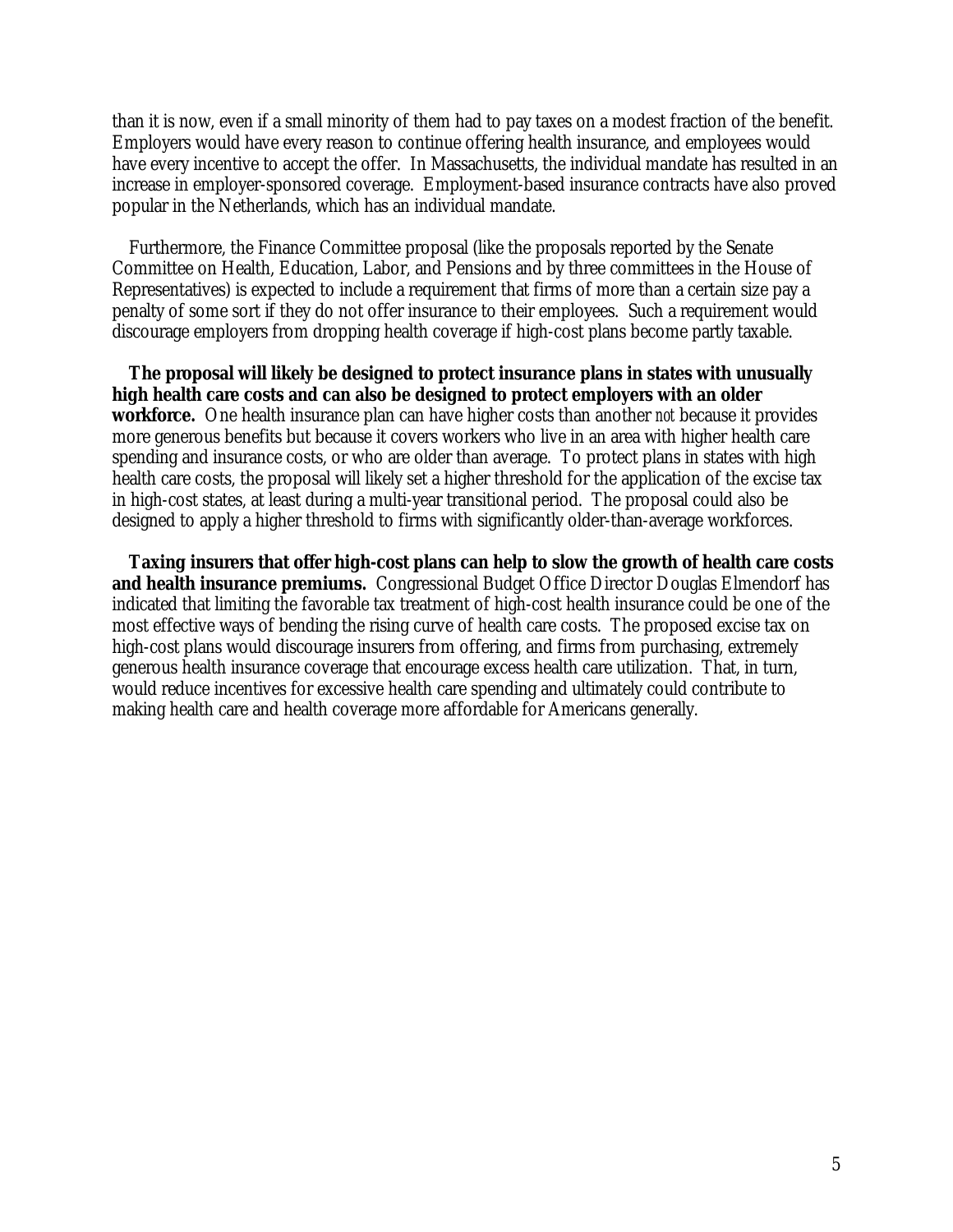than it is now, even if a small minority of them had to pay taxes on a modest fraction of the benefit. Employers would have every reason to continue offering health insurance, and employees would have every incentive to accept the offer. In Massachusetts, the individual mandate has resulted in an increase in employer-sponsored coverage. Employment-based insurance contracts have also proved popular in the Netherlands, which has an individual mandate.

Furthermore, the Finance Committee proposal (like the proposals reported by the Senate Committee on Health, Education, Labor, and Pensions and by three committees in the House of Representatives) is expected to include a requirement that firms of more than a certain size pay a penalty of some sort if they do not offer insurance to their employees. Such a requirement would discourage employers from dropping health coverage if high-cost plans become partly taxable.

**The proposal will likely be designed to protect insurance plans in states with unusually high health care costs and can also be designed to protect employers with an older workforce.** One health insurance plan can have higher costs than another *not* because it provides more generous benefits but because it covers workers who live in an area with higher health care spending and insurance costs, or who are older than average. To protect plans in states with high health care costs, the proposal will likely set a higher threshold for the application of the excise tax in high-cost states, at least during a multi-year transitional period. The proposal could also be designed to apply a higher threshold to firms with significantly older-than-average workforces.

**Taxing insurers that offer high-cost plans can help to slow the growth of health care costs and health insurance premiums.** Congressional Budget Office Director Douglas Elmendorf has indicated that limiting the favorable tax treatment of high-cost health insurance could be one of the most effective ways of bending the rising curve of health care costs. The proposed excise tax on high-cost plans would discourage insurers from offering, and firms from purchasing, extremely generous health insurance coverage that encourage excess health care utilization. That, in turn, would reduce incentives for excessive health care spending and ultimately could contribute to making health care and health coverage more affordable for Americans generally.